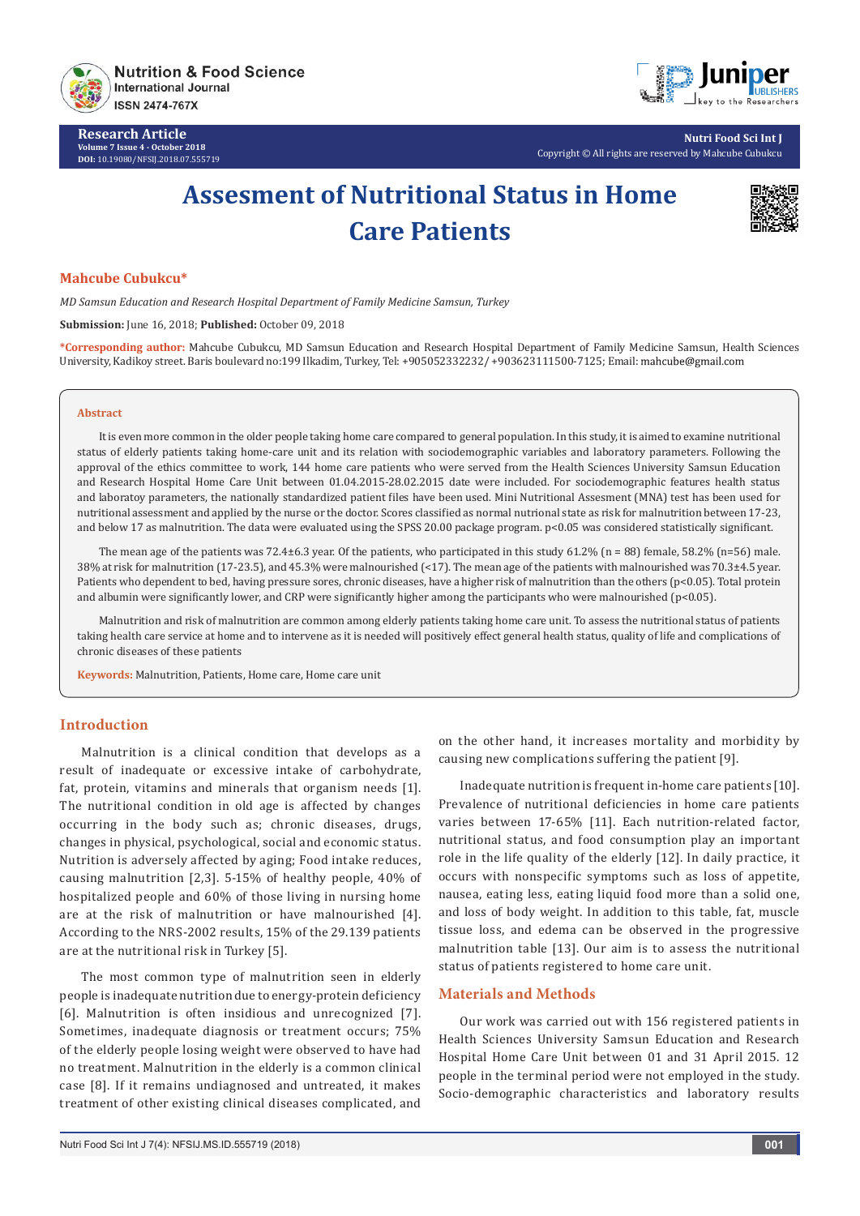# Assesment of Nutritional Status in Home Care Patients

**Mahcube Cubukcu***

*MD Samsun Education and Research Hospital Department of Family Medicine Samsun, Turkey*

**Submission:** June 16, 2018; **Published:** October 09, 2018

***Corresponding author:** Mahcube Cubukcu, MD Samsun Education and Research Hospital Department of Family Medicine Samsun, Health Sciences University, Kadikoy street. Baris boulevard no:199 Ilkadim, Turkey, Tel: +905052332232/ +903623111500-7125; Email: mahcube@gmail.com

## Abstract

It is even more common in the older people taking home care compared to general population. In this study, it is aimed to examine nutritional status of elderly patients taking home-care unit and its relation with sociodemographic variables and laboratory parameters. Following the approval of the ethics committee to work, 144 home care patients who were served from the Health Sciences University Samsun Education and Research Hospital Home Care Unit between 01.04.2015-28.02.2015 date were included. For sociodemographic features health status and laboratoy parameters, the nationally standardized patient files have been used. Mini Nutritional Assesment (MNA) test has been used for nutritional assessment and applied by the nurse or the doctor. Scores classified as normal nutrional state as risk for malnutrition between 17-23, and below 17 as malnutrition. The data were evaluated using the SPSS 20.00 package program. p<0.05 was considered statistically significant.

The mean age of the patients was 72.4±6.3 year. Of the patients, who participated in this study 61.2% (n = 88) female, 58.2% (n=56) male. 38% at risk for malnutrition (17-23.5), and 45.3% were malnourished (<17). The mean age of the patients with malnourished was 70.3±4.5 year. Patients who dependent to bed, having pressure sores, chronic diseases, have a higher risk of malnutrition than the others (p<0.05). Total protein and albumin were significantly lower, and CRP were significantly higher among the participants who were malnourished (p<0.05).

Malnutrition and risk of malnutrition are common among elderly patients taking home care unit. To assess the nutritional status of patients taking health care service at home and to intervene as it is needed will positively effect general health status, quality of life and complications of chronic diseases of these patients

**Keywords:** Malnutrition, Patients, Home care, Home care unit

## Introduction

Malnutrition is a clinical condition that develops as a result of inadequate or excessive intake of carbohydrate, fat, protein, vitamins and minerals that organism needs [1]. The nutritional condition in old age is affected by changes occurring in the body such as; chronic diseases, drugs, changes in physical, psychological, social and economic status. Nutrition is adversely affected by aging; Food intake reduces, causing malnutrition [2,3]. 5-15% of healthy people, 40% of hospitalized people and 60% of those living in nursing home are at the risk of malnutrition or have malnourished [4]. According to the NRS-2002 results, 15% of the 29.139 patients are at the nutritional risk in Turkey [5].

The most common type of malnutrition seen in elderly people is inadequate nutrition due to energy-protein deficiency [6]. Malnutrition is often insidious and unrecognized [7]. Sometimes, inadequate diagnosis or treatment occurs; 75% of the elderly people losing weight were observed to have had no treatment. Malnutrition in the elderly is a common clinical case [8]. If it remains undiagnosed and untreated, it makes treatment of other existing clinical diseases complicated, and on the other hand, it increases mortality and morbidity by causing new complications suffering the patient [9].

Inadequate nutrition is frequent in-home care patients [10]. Prevalence of nutritional deficiencies in home care patients varies between 17-65% [11]. Each nutrition-related factor, nutritional status, and food consumption play an important role in the life quality of the elderly [12]. In daily practice, it occurs with nonspecific symptoms such as loss of appetite, nausea, eating less, eating liquid food more than a solid one, and loss of body weight. In addition to this table, fat, muscle tissue loss, and edema can be observed in the progressive malnutrition table [13]. Our aim is to assess the nutritional status of patients registered to home care unit.

## Materials and Methods

Our work was carried out with 156 registered patients in Health Sciences University Samsun Education and Research Hospital Home Care Unit between 01 and 31 April 2015. 12 people in the terminal period were not employed in the study. Socio-demographic characteristics and laboratory results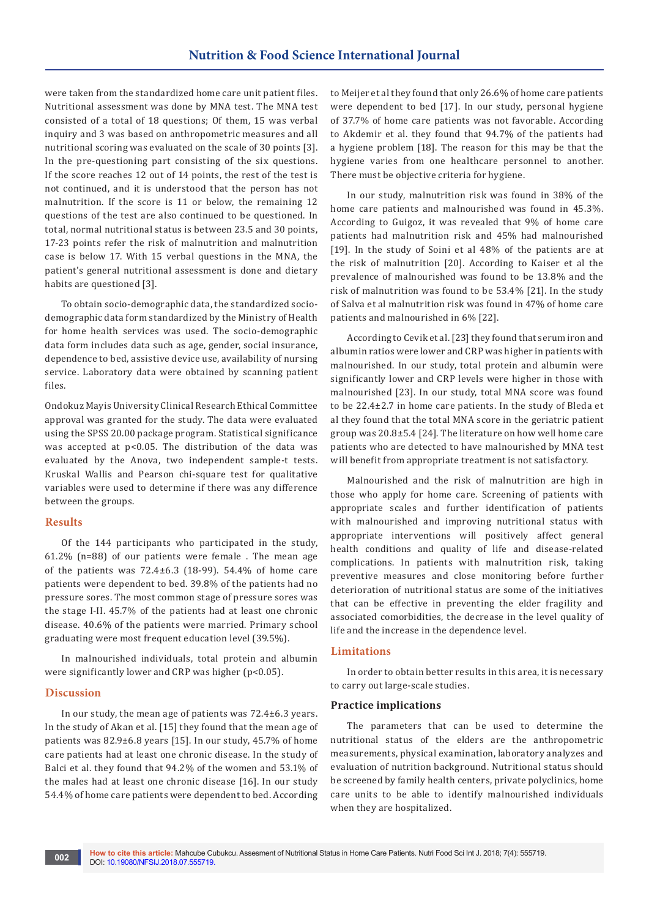were taken from the standardized home care unit patient files. Nutritional assessment was done by MNA test. The MNA test consisted of a total of 18 questions; Of them, 15 was verbal inquiry and 3 was based on anthropometric measures and all nutritional scoring was evaluated on the scale of 30 points [3]. In the pre-questioning part consisting of the six questions. If the score reaches 12 out of 14 points, the rest of the test is not continued, and it is understood that the person has not malnutrition. If the score is 11 or below, the remaining 12 questions of the test are also continued to be questioned. In total, normal nutritional status is between 23.5 and 30 points, 17-23 points refer the risk of malnutrition and malnutrition case is below 17. With 15 verbal questions in the MNA, the patient's general nutritional assessment is done and dietary habits are questioned [3].

To obtain socio-demographic data, the standardized socio-demographic data form standardized by the Ministry of Health for home health services was used. The socio-demographic data form includes data such as age, gender, social insurance, dependence to bed, assistive device use, availability of nursing service. Laboratory data were obtained by scanning patient files.

Ondokuz Mayis University Clinical Research Ethical Committee approval was granted for the study. The data were evaluated using the SPSS 20.00 package program. Statistical significance was accepted at $p<0.05$. The distribution of the data was evaluated by the Anova, two independent sample-t tests. Kruskal Wallis and Pearson chi-square test for qualitative variables were used to determine if there was any difference between the groups.

## Results

Of the 144 participants who participated in the study, 61.2% (n=88) of our patients were female . The mean age of the patients was 72.4±6.3 (18-99). 54.4% of home care patients were dependent to bed. 39.8% of the patients had no pressure sores. The most common stage of pressure sores was the stage I-II. 45.7% of the patients had at least one chronic disease. 40.6% of the patients were married. Primary school graduating were most frequent education level (39.5%).

In malnourished individuals, total protein and albumin were significantly lower and CRP was higher ($p<0.05$).

## Discussion

In our study, the mean age of patients was 72.4±6.3 years. In the study of Akan et al. [15] they found that the mean age of patients was 82.9±6.8 years [15]. In our study, 45.7% of home care patients had at least one chronic disease. In the study of Balci et al. they found that 94.2% of the women and 53.1% of the males had at least one chronic disease [16]. In our study 54.4% of home care patients were dependent to bed. According to Meijer et al they found that only 26.6% of home care patients were dependent to bed [17]. In our study, personal hygiene of 37.7% of home care patients was not favorable. According to Akdemir et al. they found that 94.7% of the patients had a hygiene problem [18]. The reason for this may be that the hygiene varies from one healthcare personnel to another. There must be objective criteria for hygiene.

In our study, malnutrition risk was found in 38% of the home care patients and malnourished was found in 45.3%. According to Guigoz, it was revealed that 9% of home care patients had malnutrition risk and 45% had malnourished [19]. In the study of Soini et al 48% of the patients are at the risk of malnutrition [20]. According to Kaiser et al the prevalence of malnourished was found to be 13.8% and the risk of malnutrition was found to be 53.4% [21]. In the study of Salva et al malnutrition risk was found in 47% of home care patients and malnourished in 6% [22].

According to Cevik et al. [23] they found that serum iron and albumin ratios were lower and CRP was higher in patients with malnourished. In our study, total protein and albumin were significantly lower and CRP levels were higher in those with malnourished [23]. In our study, total MNA score was found to be 22.4±2.7 in home care patients. In the study of Bleda et al they found that the total MNA score in the geriatric patient group was 20.8±5.4 [24]. The literature on how well home care patients who are detected to have malnourished by MNA test will benefit from appropriate treatment is not satisfactory.

Malnourished and the risk of malnutrition are high in those who apply for home care. Screening of patients with appropriate scales and further identification of patients with malnourished and improving nutritional status with appropriate interventions will positively affect general health conditions and quality of life and disease-related complications. In patients with malnutrition risk, taking preventive measures and close monitoring before further deterioration of nutritional status are some of the initiatives that can be effective in preventing the elder fragility and associated comorbidities, the decrease in the level quality of life and the increase in the dependence level.

## Limitations

In order to obtain better results in this area, it is necessary to carry out large-scale studies.

### Practice implications

The parameters that can be used to determine the nutritional status of the elders are the anthropometric measurements, physical examination, laboratory analyzes and evaluation of nutrition background. Nutritional status should be screened by family health centers, private polyclinics, home care units to be able to identify malnourished individuals when they are hospitalized.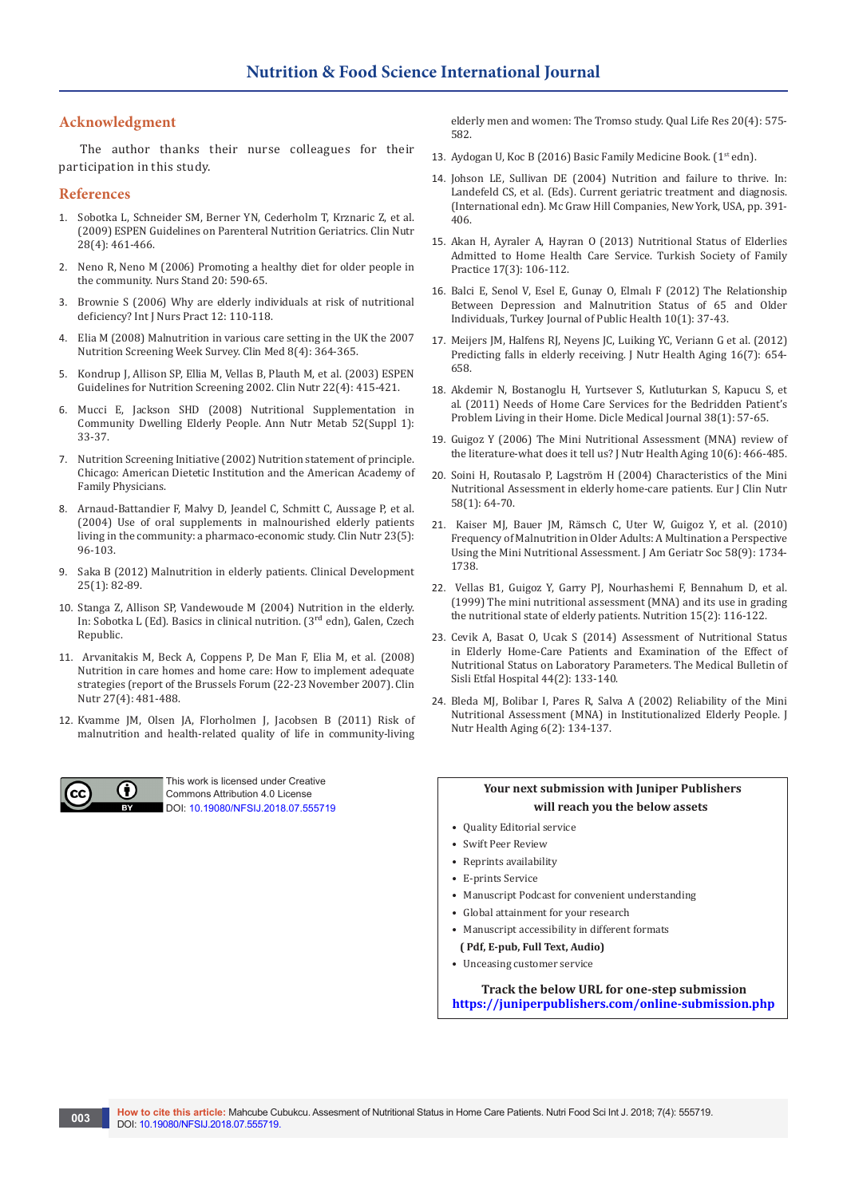## Acknowledgment

The author thanks their nurse colleagues for their participation in this study.

## References

1. Sobotka L, Schneider SM, Berner YN, Cederholm T, Krznaric Z, et al. (2009) ESPEN Guidelines on Parenteral Nutrition Geriatrics. Clin Nutr 28(4): 461-466.
2. Neno R, Neno M (2006) Promoting a healthy diet for older people in the community. Nurs Stand 20: 590-65.
3. Brownie S (2006) Why are elderly individuals at risk of nutritional deficiency? Int J Nurs Pract 12: 110-118.
4. Elia M (2008) Malnutrition in various care setting in the UK the 2007 Nutrition Screening Week Survey. Clin Med 8(4): 364-365.
5. Kondrup J, Allison SP, Ellia M, Vellas B, Plauth M, et al. (2003) ESPEN Guidelines for Nutrition Screening 2002. Clin Nutr 22(4): 415-421.
6. Mucci E, Jackson SHD (2008) Nutritional Supplementation in Community Dwelling Elderly People. Ann Nutr Metab 52(Suppl 1): 33-37.
7. Nutrition Screening Initiative (2002) Nutrition statement of principle. Chicago: American Dietetic Institution and the American Academy of Family Physicians.
8. Arnaud-Battandier F, Malvy D, Jeandel C, Schmitt C, Aussage P, et al. (2004) Use of oral supplements in malnourished elderly patients living in the community: a pharmaco-economic study. Clin Nutr 23(5): 96-103.
9. Saka B (2012) Malnutrition in elderly patients. Clinical Development 25(1): 82-89.
10. Stanga Z, Allison SP, Vandewoude M (2004) Nutrition in the elderly. In: Sobotka L (Ed). Basics in clinical nutrition. (3rd edn), Galen, Czech Republic.
11. Arvanitakis M, Beck A, Coppens P, De Man F, Elia M, et al. (2008) Nutrition in care homes and home care: How to implement adequate strategies (report of the Brussels Forum (22-23 November 2007). Clin Nutr 27(4): 481-488.
12. Kvamme JM, Olsen JA, Florholmen J, Jacobsen B (2011) Risk of malnutrition and health-related quality of life in community-living elderly men and women: The Tromso study. Qual Life Res 20(4): 575-582.
13. Aydogan U, Koc B (2016) Basic Family Medicine Book. (1st edn).
14. Johson LE, Sullivan DE (2004) Nutrition and failure to thrive. In: Landefeld CS, et al. (Eds). Current geriatric treatment and diagnosis. (International edn). Mc Graw Hill Companies, New York, USA, pp. 391-406.
15. Akan H, Ayraler A, Hayran O (2013) Nutritional Status of Elderlies Admitted to Home Health Care Service. Turkish Society of Family Practice 17(3): 106-112.
16. Balci E, Senol V, Esel E, Gunay O, Elmalı F (2012) The Relationship Between Depression and Malnutrition Status of 65 and Older Individuals, Turkey Journal of Public Health 10(1): 37-43.
17. Meijers JM, Halfens RJ, Neyens JC, Luiking YC, Veriann G et al. (2012) Predicting falls in elderly receiving. J Nutr Health Aging 16(7): 654-658.
18. Akdemir N, Bostanoglu H, Yurtsever S, Kutluturkan S, Kapucu S, et al. (2011) Needs of Home Care Services for the Bedridden Patient's Problem Living in their Home. Dicle Medical Journal 38(1): 57-65.
19. Guigoz Y (2006) The Mini Nutritional Assessment (MNA) review of the literature-what does it tell us? J Nutr Health Aging 10(6): 466-485.
20. Soini H, Routasalo P, Lagström H (2004) Characteristics of the Mini Nutritional Assessment in elderly home-care patients. Eur J Clin Nutr 58(1): 64-70.
21. Kaiser MJ, Bauer JM, Rämsch C, Uter W, Guigoz Y, et al. (2010) Frequency of Malnutrition in Older Adults: A Multination a Perspective Using the Mini Nutritional Assessment. J Am Geriatr Soc 58(9): 1734-1738.
22. Vellas B1, Guigoz Y, Garry PJ, Nourhashemi F, Bennahum D, et al. (1999) The mini nutritional assessment (MNA) and its use in grading the nutritional state of elderly patients. Nutrition 15(2): 116-122.
23. Cevik A, Basat O, Ucak S (2014) Assessment of Nutritional Status in Elderly Home-Care Patients and Examination of the Effect of Nutritional Status on Laboratory Parameters. The Medical Bulletin of Sisli Etfal Hospital 44(2): 133-140.
24. Bleda MJ, Bolibar I, Pares R, Salva A (2002) Reliability of the Mini Nutritional Assessment (MNA) in Institutionalized Elderly People. J Nutr Health Aging 6(2): 134-137.

This work is licensed under Creative Commons Attribution 4.0 License
DOI: 10.19080/NFSIJ.2018.07.555719

**Your next submission with Juniper Publishers will reach you the below assets**

- Quality Editorial service
- Swift Peer Review
- Reprints availability
- E-prints Service
- Manuscript Podcast for convenient understanding
- Global attainment for your research
- Manuscript accessibility in different formats
  **( Pdf, E-pub, Full Text, Audio)**
- Unceasing customer service

**Track the below URL for one-step submission**
**https://juniperpublishers.com/online-submission.php**

**How to cite this article:** Mahcube Cubukcu. Assesment of Nutritional Status in Home Care Patients. Nutri Food Sci Int J. 2018; 7(4): 555719. DOI: 10.19080/NFSIJ.2018.07.555719.